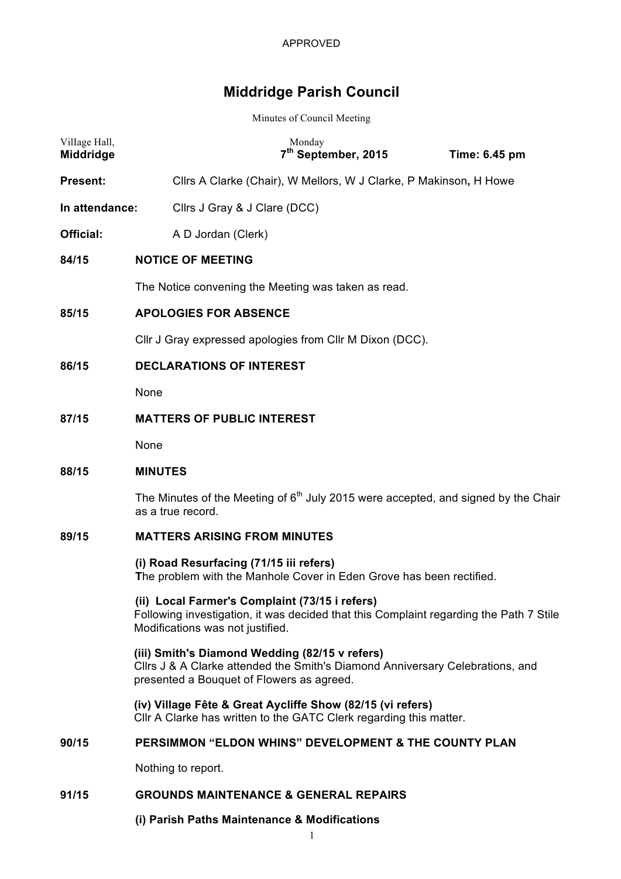APPROVED

# Middridge Parish Council

Minutes of Council Meeting

| Village Hall, **Middridge** | Monday **7th September, 2015** | **Time: 6.45 pm** |
|---|---|---|

**Present:** Cllrs A Clarke (Chair), W Mellors, W J Clarke, P Makinson**,** H Howe

**In attendance:** Cllrs J Gray & J Clare (DCC)

**Official:** A D Jordan (Clerk)

## 84/15 NOTICE OF MEETING

The Notice convening the Meeting was taken as read.

## 85/15 APOLOGIES FOR ABSENCE

Cllr J Gray expressed apologies from Cllr M Dixon (DCC).

## 86/15 DECLARATIONS OF INTEREST

None

## 87/15 MATTERS OF PUBLIC INTEREST

None

## 88/15 MINUTES

The Minutes of the Meeting of 6th July 2015 were accepted, and signed by the Chair as a true record.

## 89/15 MATTERS ARISING FROM MINUTES

**(i) Road Resurfacing (71/15 iii refers)**
**T**he problem with the Manhole Cover in Eden Grove has been rectified.

**(ii) Local Farmer's Complaint (73/15 i refers)**
Following investigation, it was decided that this Complaint regarding the Path 7 Stile Modifications was not justified.

**(iii) Smith's Diamond Wedding (82/15 v refers)**
Cllrs J & A Clarke attended the Smith's Diamond Anniversary Celebrations, and presented a Bouquet of Flowers as agreed.

**(iv) Village Fête & Great Aycliffe Show (82/15 (vi refers)**
Cllr A Clarke has written to the GATC Clerk regarding this matter.

## 90/15 PERSIMMON "ELDON WHINS" DEVELOPMENT & THE COUNTY PLAN

Nothing to report.

## 91/15 GROUNDS MAINTENANCE & GENERAL REPAIRS

**(i) Parish Paths Maintenance & Modifications**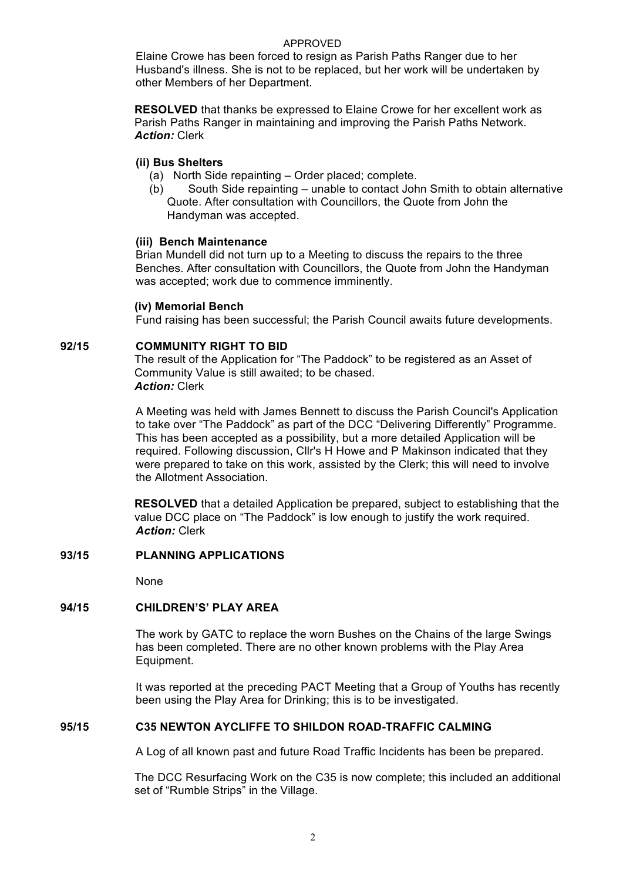APPROVED

Elaine Crowe has been forced to resign as Parish Paths Ranger due to her Husband's illness. She is not to be replaced, but her work will be undertaken by other Members of her Department.

**RESOLVED** that thanks be expressed to Elaine Crowe for her excellent work as Parish Paths Ranger in maintaining and improving the Parish Paths Network.
***Action:*** Clerk

**(ii) Bus Shelters**

(a) North Side repainting – Order placed; complete.
(b) South Side repainting – unable to contact John Smith to obtain alternative Quote. After consultation with Councillors, the Quote from John the Handyman was accepted.

**(iii) Bench Maintenance**

Brian Mundell did not turn up to a Meeting to discuss the repairs to the three Benches. After consultation with Councillors, the Quote from John the Handyman was accepted; work due to commence imminently.

**(iv) Memorial Bench**

Fund raising has been successful; the Parish Council awaits future developments.

## 92/15 COMMUNITY RIGHT TO BID

The result of the Application for "The Paddock" to be registered as an Asset of Community Value is still awaited; to be chased.
***Action:*** Clerk

A Meeting was held with James Bennett to discuss the Parish Council's Application to take over "The Paddock" as part of the DCC "Delivering Differently" Programme. This has been accepted as a possibility, but a more detailed Application will be required. Following discussion, Cllr's H Howe and P Makinson indicated that they were prepared to take on this work, assisted by the Clerk; this will need to involve the Allotment Association.

**RESOLVED** that a detailed Application be prepared, subject to establishing that the value DCC place on "The Paddock" is low enough to justify the work required.
***Action:*** Clerk

## 93/15 PLANNING APPLICATIONS

None

## 94/15 CHILDREN'S' PLAY AREA

The work by GATC to replace the worn Bushes on the Chains of the large Swings has been completed. There are no other known problems with the Play Area Equipment.

It was reported at the preceding PACT Meeting that a Group of Youths has recently been using the Play Area for Drinking; this is to be investigated.

## 95/15 C35 NEWTON AYCLIFFE TO SHILDON ROAD-TRAFFIC CALMING

A Log of all known past and future Road Traffic Incidents has been be prepared.

The DCC Resurfacing Work on the C35 is now complete; this included an additional set of "Rumble Strips" in the Village.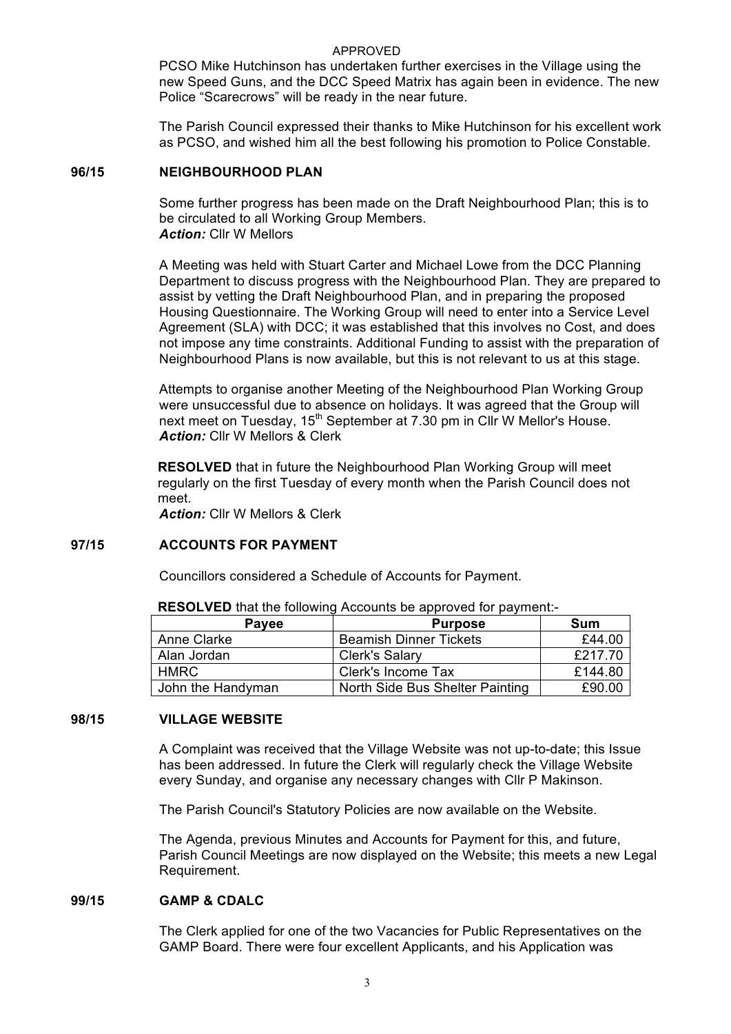APPROVED

PCSO Mike Hutchinson has undertaken further exercises in the Village using the new Speed Guns, and the DCC Speed Matrix has again been in evidence. The new Police "Scarecrows" will be ready in the near future.

The Parish Council expressed their thanks to Mike Hutchinson for his excellent work as PCSO, and wished him all the best following his promotion to Police Constable.

**96/15 NEIGHBOURHOOD PLAN**

Some further progress has been made on the Draft Neighbourhood Plan; this is to be circulated to all Working Group Members.
***Action:*** Cllr W Mellors

A Meeting was held with Stuart Carter and Michael Lowe from the DCC Planning Department to discuss progress with the Neighbourhood Plan. They are prepared to assist by vetting the Draft Neighbourhood Plan, and in preparing the proposed Housing Questionnaire. The Working Group will need to enter into a Service Level Agreement (SLA) with DCC; it was established that this involves no Cost, and does not impose any time constraints. Additional Funding to assist with the preparation of Neighbourhood Plans is now available, but this is not relevant to us at this stage.

Attempts to organise another Meeting of the Neighbourhood Plan Working Group were unsuccessful due to absence on holidays. It was agreed that the Group will next meet on Tuesday, 15th September at 7.30 pm in Cllr W Mellor's House.
***Action:*** Cllr W Mellors & Clerk

**RESOLVED** that in future the Neighbourhood Plan Working Group will meet regularly on the first Tuesday of every month when the Parish Council does not meet.
***Action:*** Cllr W Mellors & Clerk

**97/15 ACCOUNTS FOR PAYMENT**

Councillors considered a Schedule of Accounts for Payment.

**RESOLVED** that the following Accounts be approved for payment:-

| Payee | Purpose | Sum |
|---|---|---|
| Anne Clarke | Beamish Dinner Tickets | £44.00 |
| Alan Jordan | Clerk's Salary | £217.70 |
| HMRC | Clerk's Income Tax | £144.80 |
| John the Handyman | North Side Bus Shelter Painting | £90.00 |

**98/15 VILLAGE WEBSITE**

A Complaint was received that the Village Website was not up-to-date; this Issue has been addressed. In future the Clerk will regularly check the Village Website every Sunday, and organise any necessary changes with Cllr P Makinson.

The Parish Council's Statutory Policies are now available on the Website.

The Agenda, previous Minutes and Accounts for Payment for this, and future, Parish Council Meetings are now displayed on the Website; this meets a new Legal Requirement.

**99/15 GAMP & CDALC**

The Clerk applied for one of the two Vacancies for Public Representatives on the GAMP Board. There were four excellent Applicants, and his Application was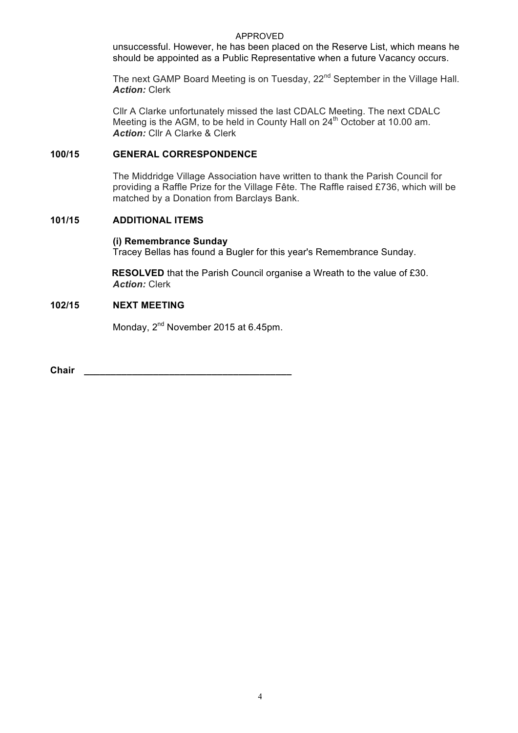unsuccessful. However, he has been placed on the Reserve List, which means he should be appointed as a Public Representative when a future Vacancy occurs.

The next GAMP Board Meeting is on Tuesday, 22nd September in the Village Hall.
***Action:*** Clerk

Cllr A Clarke unfortunately missed the last CDALC Meeting. The next CDALC Meeting is the AGM, to be held in County Hall on 24th October at 10.00 am.
***Action:*** Cllr A Clarke & Clerk

**100/15 GENERAL CORRESPONDENCE**

The Middridge Village Association have written to thank the Parish Council for providing a Raffle Prize for the Village Fête. The Raffle raised £736, which will be matched by a Donation from Barclays Bank.

**101/15 ADDITIONAL ITEMS**

**(i) Remembrance Sunday**
Tracey Bellas has found a Bugler for this year's Remembrance Sunday.

**RESOLVED** that the Parish Council organise a Wreath to the value of £30.
***Action:*** Clerk

**102/15 NEXT MEETING**

Monday, 2nd November 2015 at 6.45pm.

**Chair** \_\_\_\_\_\_\_\_\_\_\_\_\_\_\_\_\_\_\_\_\_\_\_\_\_\_\_\_\_\_\_\_\_\_\_\_\_\_\_